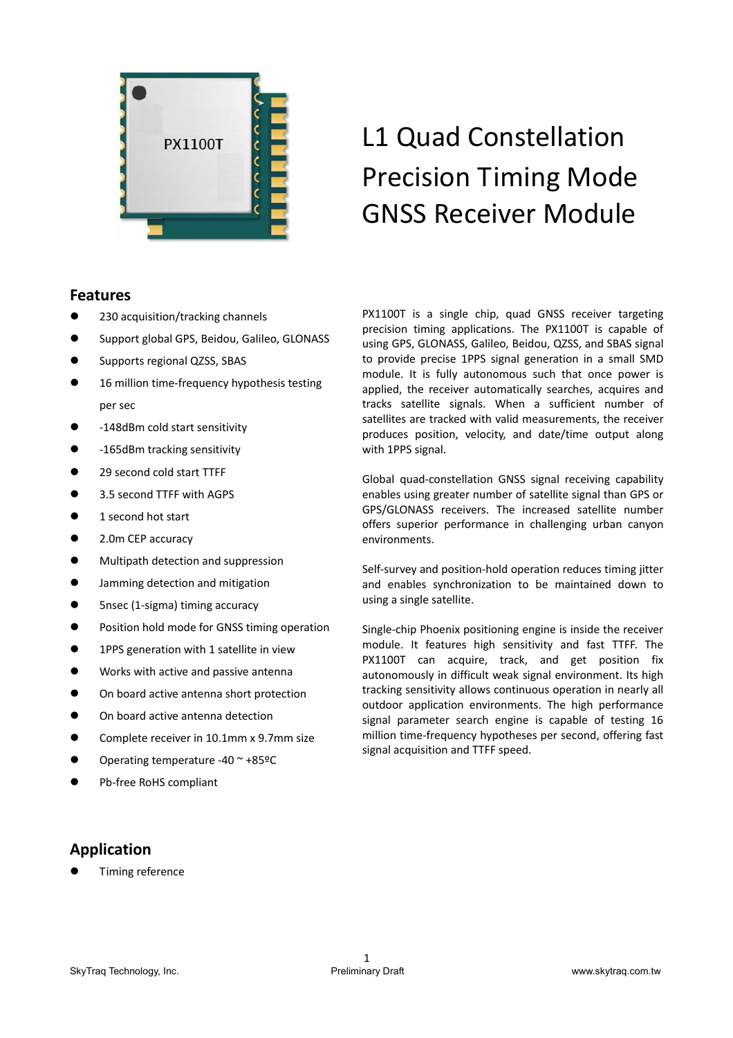# L1 Quad Constellation Precision Timing Mode GNSS Receiver Module

## Features

- 230 acquisition/tracking channels
- Support global GPS, Beidou, Galileo, GLONASS
- Supports regional QZSS, SBAS
- 16 million time-frequency hypothesis testing per sec
- -148dBm cold start sensitivity
- -165dBm tracking sensitivity
- 29 second cold start TTFF
- 3.5 second TTFF with AGPS
- 1 second hot start
- 2.0m CEP accuracy
- Multipath detection and suppression
- Jamming detection and mitigation
- 5nsec (1-sigma) timing accuracy
- Position hold mode for GNSS timing operation
- 1PPS generation with 1 satellite in view
- Works with active and passive antenna
- On board active antenna short protection
- On board active antenna detection
- Complete receiver in 10.1mm x 9.7mm size
- Operating temperature -40 ~ +85ºC
- Pb-free RoHS compliant

PX1100T is a single chip, quad GNSS receiver targeting precision timing applications. The PX1100T is capable of using GPS, GLONASS, Galileo, Beidou, QZSS, and SBAS signal to provide precise 1PPS signal generation in a small SMD module. It is fully autonomous such that once power is applied, the receiver automatically searches, acquires and tracks satellite signals. When a sufficient number of satellites are tracked with valid measurements, the receiver produces position, velocity, and date/time output along with 1PPS signal.

Global quad-constellation GNSS signal receiving capability enables using greater number of satellite signal than GPS or GPS/GLONASS receivers. The increased satellite number offers superior performance in challenging urban canyon environments.

Self-survey and position-hold operation reduces timing jitter and enables synchronization to be maintained down to using a single satellite.

Single-chip Phoenix positioning engine is inside the receiver module. It features high sensitivity and fast TTFF. The PX1100T can acquire, track, and get position fix autonomously in difficult weak signal environment. Its high tracking sensitivity allows continuous operation in nearly all outdoor application environments. The high performance signal parameter search engine is capable of testing 16 million time-frequency hypotheses per second, offering fast signal acquisition and TTFF speed.

## Application

- Timing reference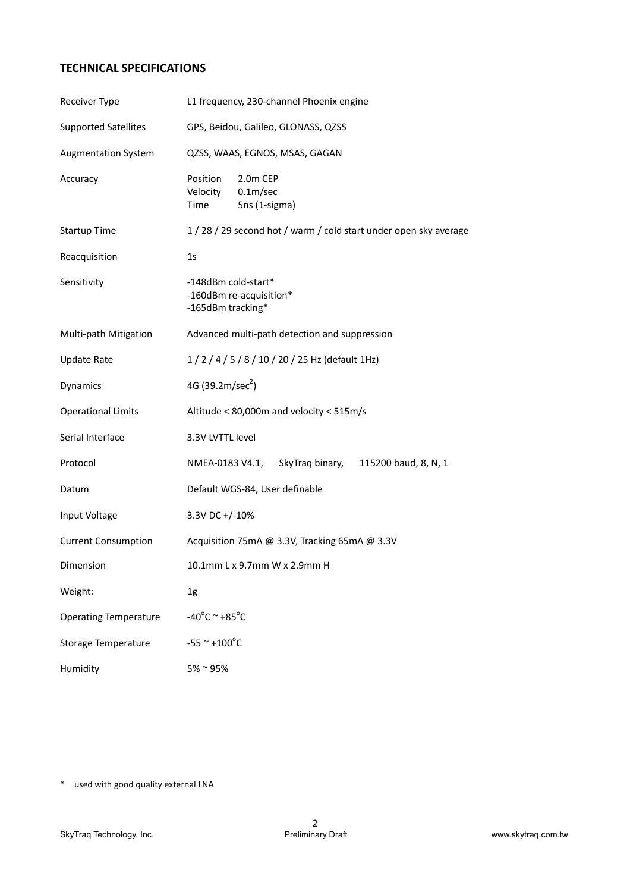## TECHNICAL SPECIFICATIONS

| | |
|---|---|
| Receiver Type | L1 frequency, 230-channel Phoenix engine |
| Supported Satellites | GPS, Beidou, Galileo, GLONASS, QZSS |
| Augmentation System | QZSS, WAAS, EGNOS, MSAS, GAGAN |
| Accuracy | Position 2.0m CEP<br>Velocity 0.1m/sec<br>Time 5ns (1-sigma) |
| Startup Time | 1 / 28 / 29 second hot / warm / cold start under open sky average |
| Reacquisition | 1s |
| Sensitivity | -148dBm cold-start*<br>-160dBm re-acquisition*<br>-165dBm tracking* |
| Multi-path Mitigation | Advanced multi-path detection and suppression |
| Update Rate | 1 / 2 / 4 / 5 / 8 / 10 / 20 / 25 Hz (default 1Hz) |
| Dynamics | 4G (39.2m/sec$^2$) |
| Operational Limits | Altitude < 80,000m and velocity < 515m/s |
| Serial Interface | 3.3V LVTTL level |
| Protocol | NMEA-0183 V4.1, SkyTraq binary, 115200 baud, 8, N, 1 |
| Datum | Default WGS-84, User definable |
| Input Voltage | 3.3V DC +/-10% |
| Current Consumption | Acquisition 75mA @ 3.3V, Tracking 65mA @ 3.3V |
| Dimension | 10.1mm L x 9.7mm W x 2.9mm H |
| Weight: | 1g |
| Operating Temperature | -40°C ~ +85°C |
| Storage Temperature | -55 ~ +100°C |
| Humidity | 5% ~ 95% |

* used with good quality external LNA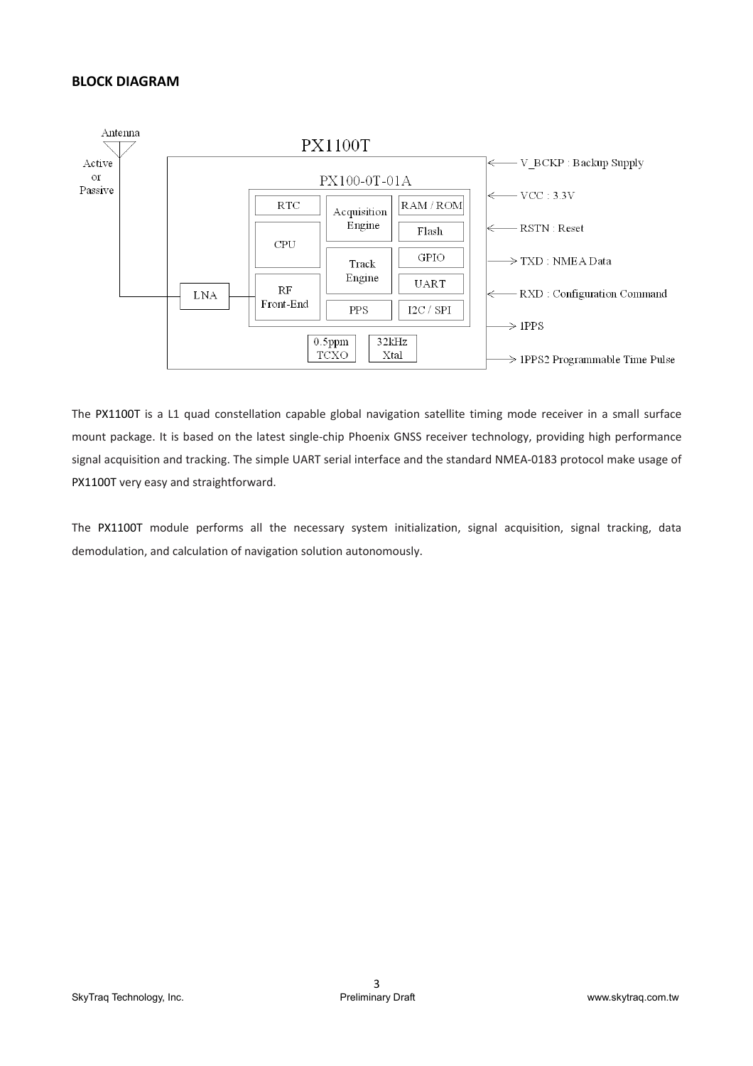## BLOCK DIAGRAM

The PX1100T is a L1 quad constellation capable global navigation satellite timing mode receiver in a small surface mount package. It is based on the latest single-chip Phoenix GNSS receiver technology, providing high performance signal acquisition and tracking. The simple UART serial interface and the standard NMEA-0183 protocol make usage of PX1100T very easy and straightforward.

The PX1100T module performs all the necessary system initialization, signal acquisition, signal tracking, data demodulation, and calculation of navigation solution autonomously.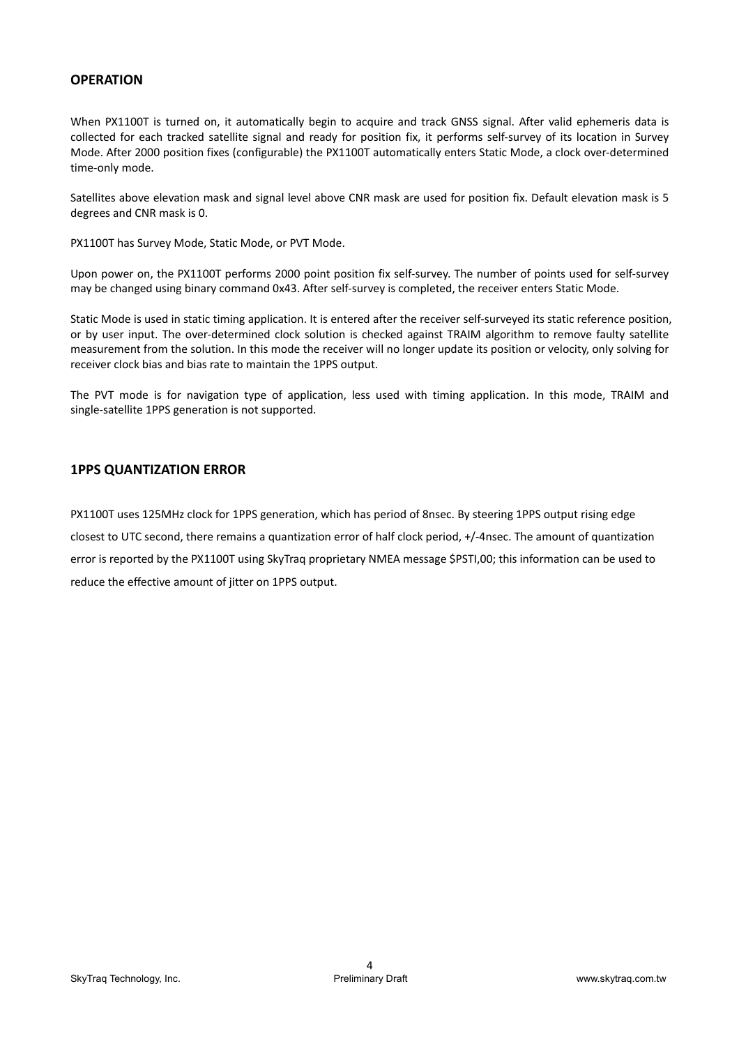## OPERATION

When PX1100T is turned on, it automatically begin to acquire and track GNSS signal. After valid ephemeris data is collected for each tracked satellite signal and ready for position fix, it performs self-survey of its location in Survey Mode. After 2000 position fixes (configurable) the PX1100T automatically enters Static Mode, a clock over-determined time-only mode.

Satellites above elevation mask and signal level above CNR mask are used for position fix. Default elevation mask is 5 degrees and CNR mask is 0.

PX1100T has Survey Mode, Static Mode, or PVT Mode.

Upon power on, the PX1100T performs 2000 point position fix self-survey. The number of points used for self-survey may be changed using binary command 0x43. After self-survey is completed, the receiver enters Static Mode.

Static Mode is used in static timing application. It is entered after the receiver self-surveyed its static reference position, or by user input. The over-determined clock solution is checked against TRAIM algorithm to remove faulty satellite measurement from the solution. In this mode the receiver will no longer update its position or velocity, only solving for receiver clock bias and bias rate to maintain the 1PPS output.

The PVT mode is for navigation type of application, less used with timing application. In this mode, TRAIM and single-satellite 1PPS generation is not supported.

## 1PPS QUANTIZATION ERROR

PX1100T uses 125MHz clock for 1PPS generation, which has period of 8nsec. By steering 1PPS output rising edge closest to UTC second, there remains a quantization error of half clock period, +/-4nsec. The amount of quantization error is reported by the PX1100T using SkyTraq proprietary NMEA message $PSTI,00; this information can be used to reduce the effective amount of jitter on 1PPS output.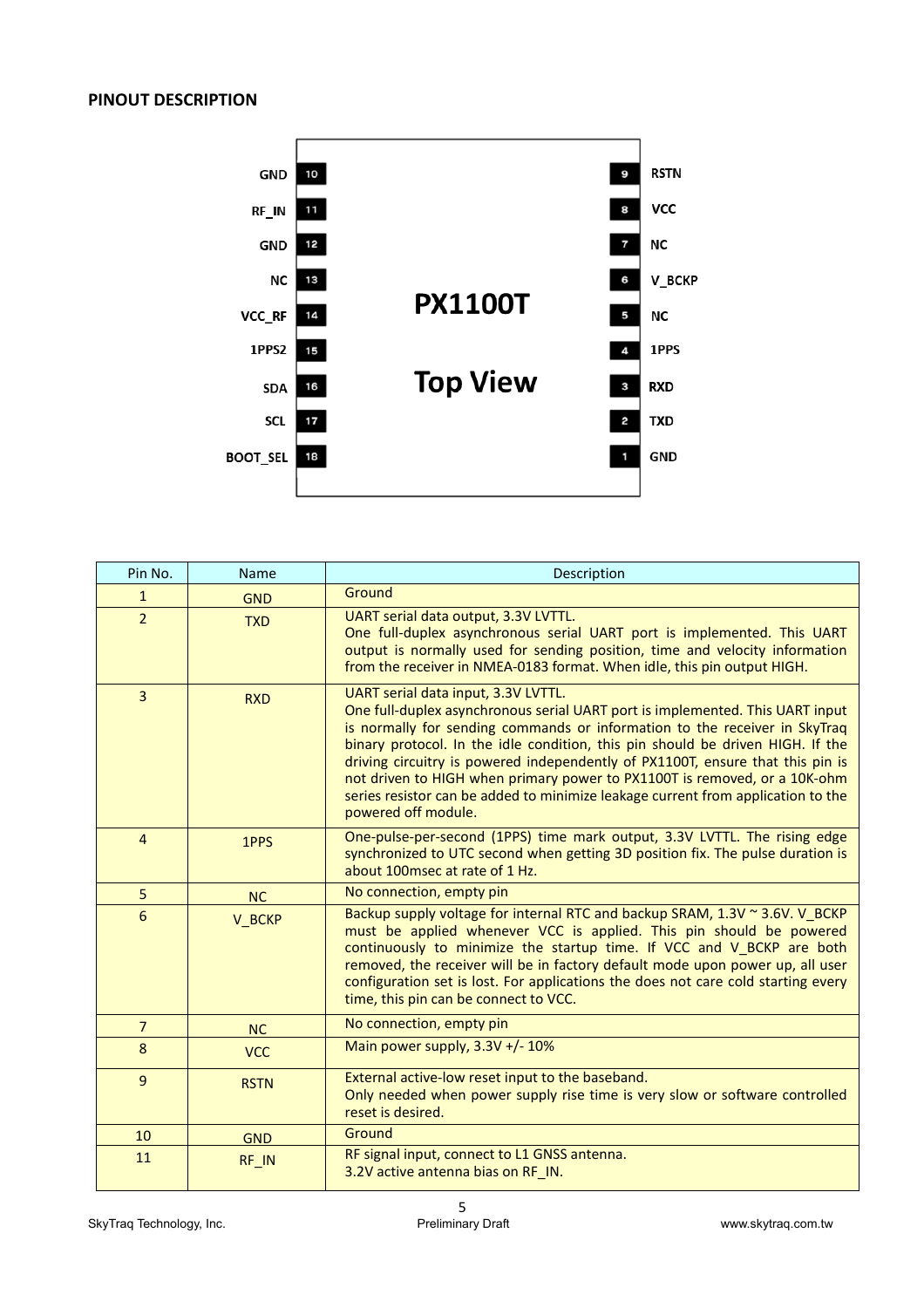**PINOUT DESCRIPTION**

| | | PX1100T Top View | | |
|---|---|---|---|---|
| GND | 10 | | 9 | RSTN |
| RF_IN | 11 | | 8 | VCC |
| GND | 12 | | 7 | NC |
| NC | 13 | | 6 | V_BCKP |
| VCC_RF | 14 | | 5 | NC |
| 1PPS2 | 15 | | 4 | 1PPS |
| SDA | 16 | | 3 | RXD |
| SCL | 17 | | 2 | TXD |
| BOOT_SEL | 18 | | 1 | GND |

| Pin No. | Name | Description |
|---|---|---|
| 1 | GND | Ground |
| 2 | TXD | UART serial data output, 3.3V LVTTL.<br>One full-duplex asynchronous serial UART port is implemented. This UART output is normally used for sending position, time and velocity information from the receiver in NMEA-0183 format. When idle, this pin output HIGH. |
| 3 | RXD | UART serial data input, 3.3V LVTTL.<br>One full-duplex asynchronous serial UART port is implemented. This UART input is normally for sending commands or information to the receiver in SkyTraq binary protocol. In the idle condition, this pin should be driven HIGH. If the driving circuitry is powered independently of PX1100T, ensure that this pin is not driven to HIGH when primary power to PX1100T is removed, or a 10K-ohm series resistor can be added to minimize leakage current from application to the powered off module. |
| 4 | 1PPS | One-pulse-per-second (1PPS) time mark output, 3.3V LVTTL. The rising edge synchronized to UTC second when getting 3D position fix. The pulse duration is about 100msec at rate of 1 Hz. |
| 5 | NC | No connection, empty pin |
| 6 | V_BCKP | Backup supply voltage for internal RTC and backup SRAM, 1.3V ~ 3.6V. V_BCKP must be applied whenever VCC is applied. This pin should be powered continuously to minimize the startup time. If VCC and V_BCKP are both removed, the receiver will be in factory default mode upon power up, all user configuration set is lost. For applications the does not care cold starting every time, this pin can be connect to VCC. |
| 7 | NC | No connection, empty pin |
| 8 | VCC | Main power supply, 3.3V +/- 10% |
| 9 | RSTN | External active-low reset input to the baseband.<br>Only needed when power supply rise time is very slow or software controlled reset is desired. |
| 10 | GND | Ground |
| 11 | RF_IN | RF signal input, connect to L1 GNSS antenna.<br>3.2V active antenna bias on RF_IN. |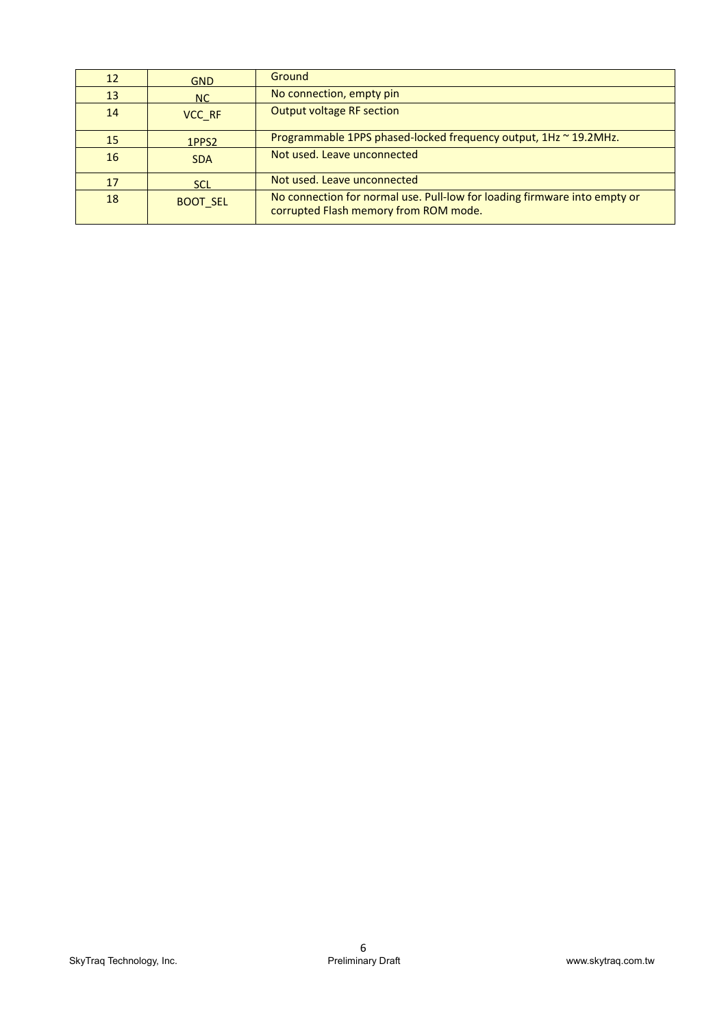| 12 | GND | Ground |
|---|---|---|
| 13 | NC | No connection, empty pin |
| 14 | VCC_RF | Output voltage RF section |
| 15 | 1PPS2 | Programmable 1PPS phased-locked frequency output, 1Hz ~ 19.2MHz. |
| 16 | SDA | Not used. Leave unconnected |
| 17 | SCL | Not used. Leave unconnected |
| 18 | BOOT_SEL | No connection for normal use. Pull-low for loading firmware into empty or corrupted Flash memory from ROM mode. |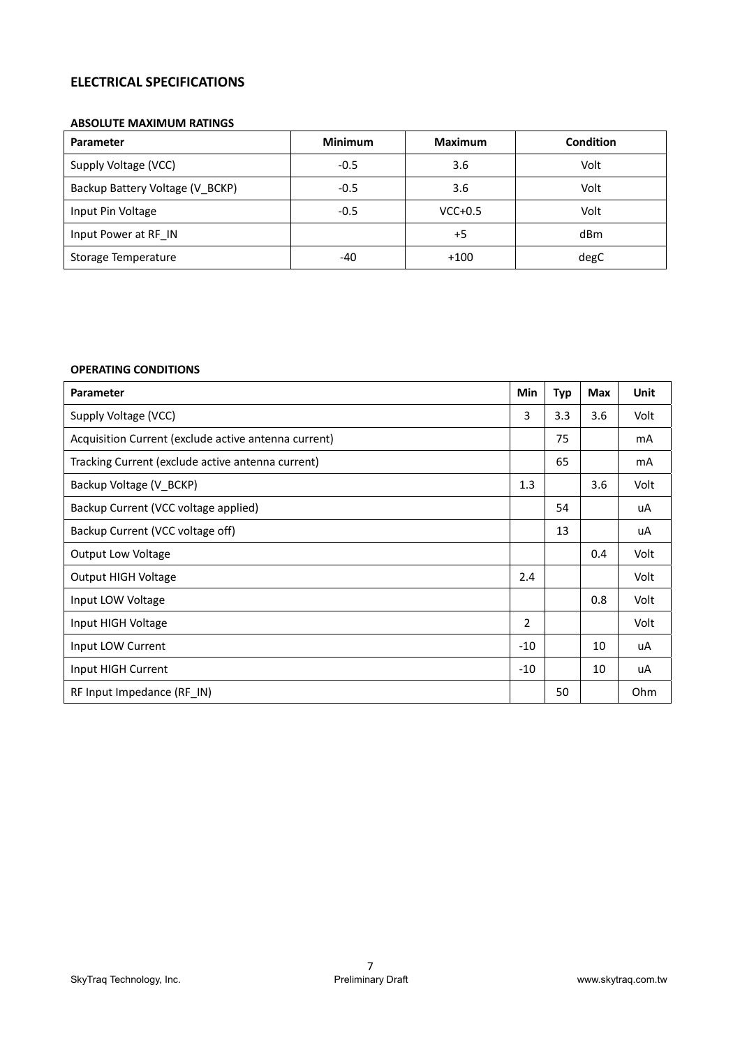## ELECTRICAL SPECIFICATIONS

### ABSOLUTE MAXIMUM RATINGS

| Parameter | Minimum | Maximum | Condition |
|---|---|---|---|
| Supply Voltage (VCC) | -0.5 | 3.6 | Volt |
| Backup Battery Voltage (V_BCKP) | -0.5 | 3.6 | Volt |
| Input Pin Voltage | -0.5 | VCC+0.5 | Volt |
| Input Power at RF_IN | | +5 | dBm |
| Storage Temperature | -40 | +100 | degC |

### OPERATING CONDITIONS

| Parameter | Min | Typ | Max | Unit |
|---|---|---|---|---|
| Supply Voltage (VCC) | 3 | 3.3 | 3.6 | Volt |
| Acquisition Current (exclude active antenna current) | | 75 | | mA |
| Tracking Current (exclude active antenna current) | | 65 | | mA |
| Backup Voltage (V_BCKP) | 1.3 | | 3.6 | Volt |
| Backup Current (VCC voltage applied) | | 54 | | uA |
| Backup Current (VCC voltage off) | | 13 | | uA |
| Output Low Voltage | | | 0.4 | Volt |
| Output HIGH Voltage | 2.4 | | | Volt |
| Input LOW Voltage | | | 0.8 | Volt |
| Input HIGH Voltage | 2 | | | Volt |
| Input LOW Current | -10 | | 10 | uA |
| Input HIGH Current | -10 | | 10 | uA |
| RF Input Impedance (RF_IN) | | 50 | | Ohm |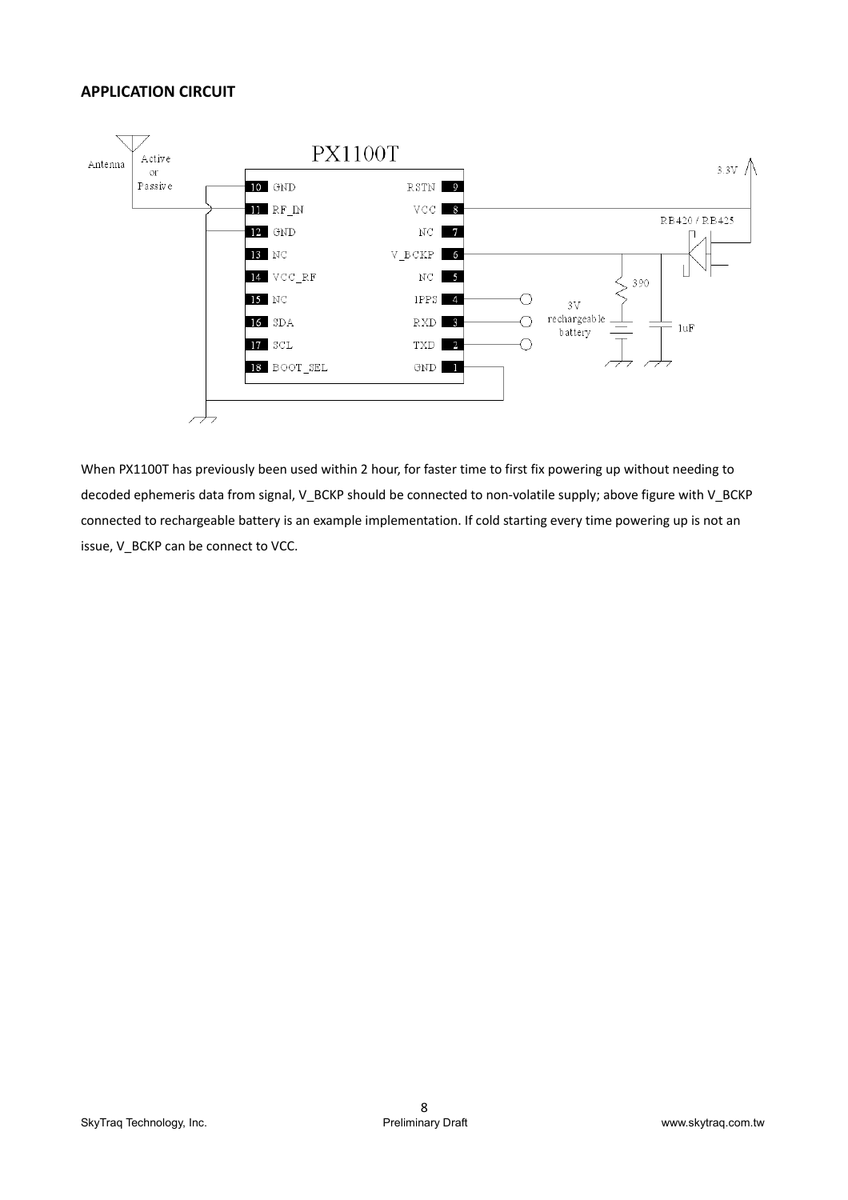## APPLICATION CIRCUIT

When PX1100T has previously been used within 2 hour, for faster time to first fix powering up without needing to decoded ephemeris data from signal, V_BCKP should be connected to non-volatile supply; above figure with V_BCKP connected to rechargeable battery is an example implementation. If cold starting every time powering up is not an issue, V_BCKP can be connect to VCC.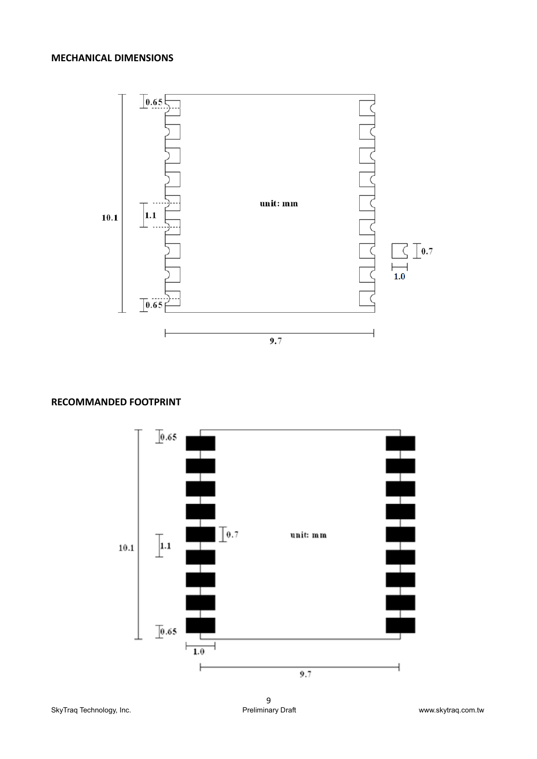## MECHANICAL DIMENSIONS

unit: mm

10.1

0.65

1.1

0.65

9.7

0.7

1.0

## RECOMMANDED FOOTPRINT

unit: mm

10.1

0.65

0.7

1.1

0.65

1.0

9.7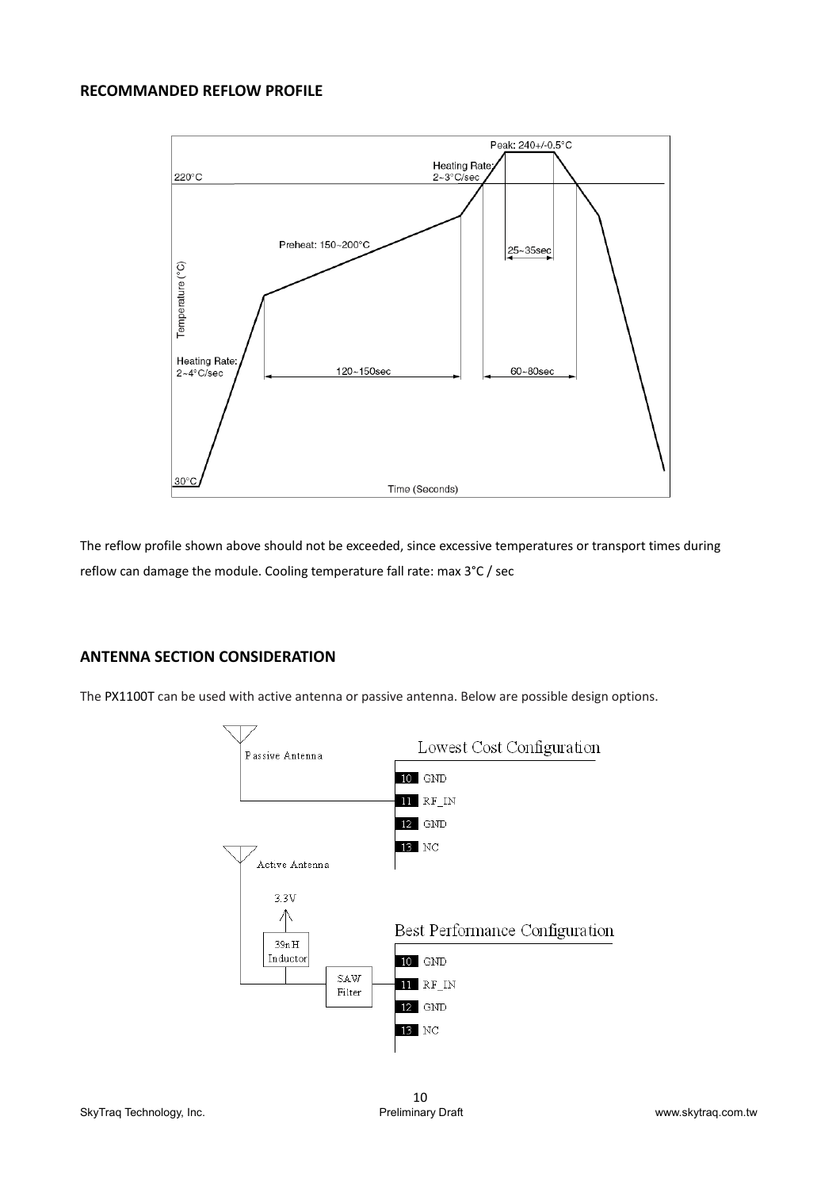## RECOMMANDED REFLOW PROFILE

The reflow profile shown above should not be exceeded, since excessive temperatures or transport times during reflow can damage the module. Cooling temperature fall rate: max 3°C / sec

## ANTENNA SECTION CONSIDERATION

The PX1100T can be used with active antenna or passive antenna. Below are possible design options.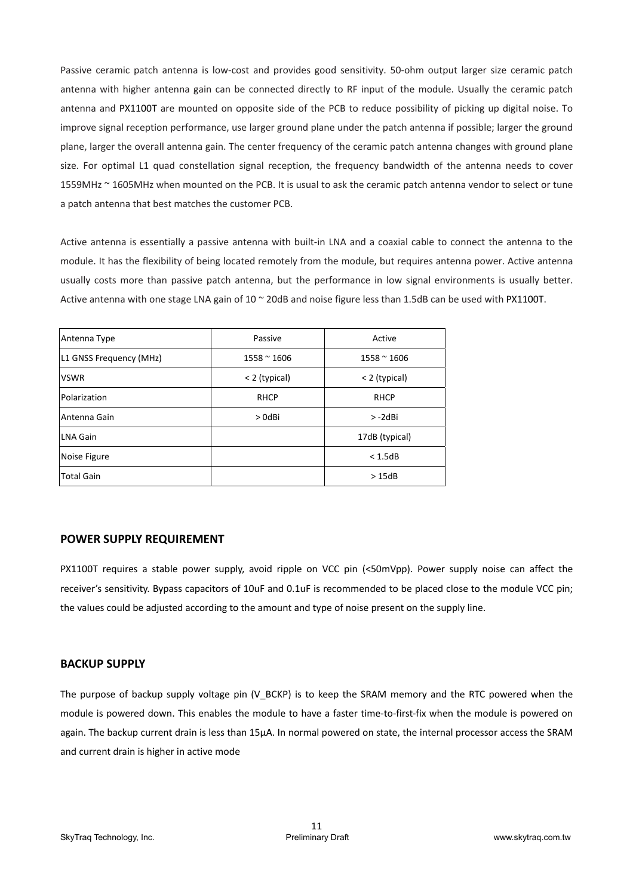Passive ceramic patch antenna is low-cost and provides good sensitivity. 50-ohm output larger size ceramic patch antenna with higher antenna gain can be connected directly to RF input of the module. Usually the ceramic patch antenna and PX1100T are mounted on opposite side of the PCB to reduce possibility of picking up digital noise. To improve signal reception performance, use larger ground plane under the patch antenna if possible; larger the ground plane, larger the overall antenna gain. The center frequency of the ceramic patch antenna changes with ground plane size. For optimal L1 quad constellation signal reception, the frequency bandwidth of the antenna needs to cover 1559MHz ~ 1605MHz when mounted on the PCB. It is usual to ask the ceramic patch antenna vendor to select or tune a patch antenna that best matches the customer PCB.

Active antenna is essentially a passive antenna with built-in LNA and a coaxial cable to connect the antenna to the module. It has the flexibility of being located remotely from the module, but requires antenna power. Active antenna usually costs more than passive patch antenna, but the performance in low signal environments is usually better. Active antenna with one stage LNA gain of 10 ~ 20dB and noise figure less than 1.5dB can be used with PX1100T.

| Antenna Type | Passive | Active |
|---|---|---|
| L1 GNSS Frequency (MHz) | 1558 ~ 1606 | 1558 ~ 1606 |
| VSWR | < 2 (typical) | < 2 (typical) |
| Polarization | RHCP | RHCP |
| Antenna Gain | > 0dBi | > -2dBi |
| LNA Gain | | 17dB (typical) |
| Noise Figure | | < 1.5dB |
| Total Gain | | > 15dB |

## POWER SUPPLY REQUIREMENT

PX1100T requires a stable power supply, avoid ripple on VCC pin (<50mVpp). Power supply noise can affect the receiver's sensitivity. Bypass capacitors of 10uF and 0.1uF is recommended to be placed close to the module VCC pin; the values could be adjusted according to the amount and type of noise present on the supply line.

## BACKUP SUPPLY

The purpose of backup supply voltage pin (V_BCKP) is to keep the SRAM memory and the RTC powered when the module is powered down. This enables the module to have a faster time-to-first-fix when the module is powered on again. The backup current drain is less than 15μA. In normal powered on state, the internal processor access the SRAM and current drain is higher in active mode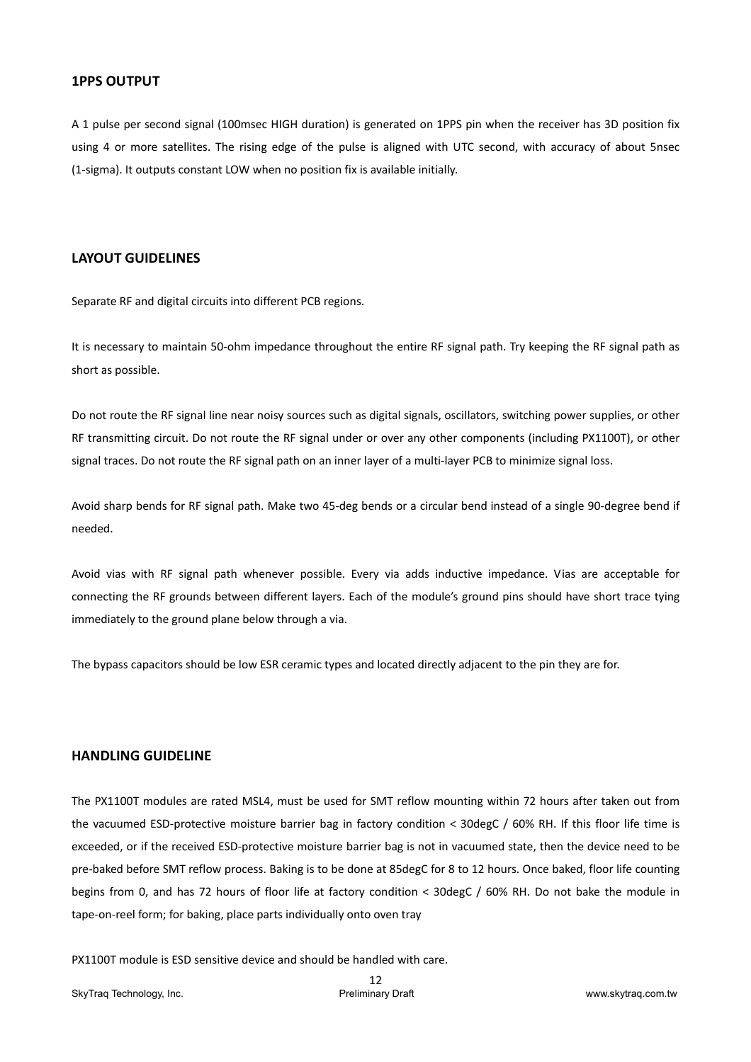## 1PPS OUTPUT

A 1 pulse per second signal (100msec HIGH duration) is generated on 1PPS pin when the receiver has 3D position fix using 4 or more satellites. The rising edge of the pulse is aligned with UTC second, with accuracy of about 5nsec (1-sigma). It outputs constant LOW when no position fix is available initially.

## LAYOUT GUIDELINES

Separate RF and digital circuits into different PCB regions.

It is necessary to maintain 50-ohm impedance throughout the entire RF signal path. Try keeping the RF signal path as short as possible.

Do not route the RF signal line near noisy sources such as digital signals, oscillators, switching power supplies, or other RF transmitting circuit. Do not route the RF signal under or over any other components (including PX1100T), or other signal traces. Do not route the RF signal path on an inner layer of a multi-layer PCB to minimize signal loss.

Avoid sharp bends for RF signal path. Make two 45-deg bends or a circular bend instead of a single 90-degree bend if needed.

Avoid vias with RF signal path whenever possible. Every via adds inductive impedance. Vias are acceptable for connecting the RF grounds between different layers. Each of the module's ground pins should have short trace tying immediately to the ground plane below through a via.

The bypass capacitors should be low ESR ceramic types and located directly adjacent to the pin they are for.

## HANDLING GUIDELINE

The PX1100T modules are rated MSL4, must be used for SMT reflow mounting within 72 hours after taken out from the vacuumed ESD-protective moisture barrier bag in factory condition < 30degC / 60% RH. If this floor life time is exceeded, or if the received ESD-protective moisture barrier bag is not in vacuumed state, then the device need to be pre-baked before SMT reflow process. Baking is to be done at 85degC for 8 to 12 hours. Once baked, floor life counting begins from 0, and has 72 hours of floor life at factory condition < 30degC / 60% RH. Do not bake the module in tape-on-reel form; for baking, place parts individually onto oven tray

PX1100T module is ESD sensitive device and should be handled with care.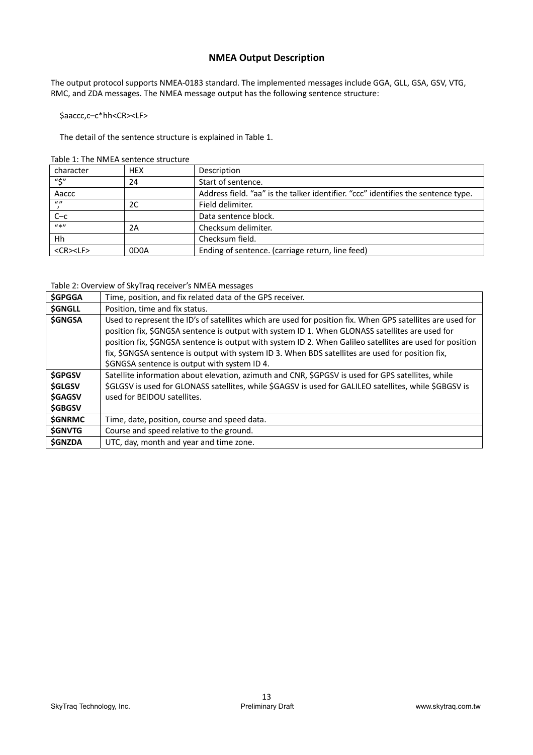# NMEA Output Description

The output protocol supports NMEA-0183 standard. The implemented messages include GGA, GLL, GSA, GSV, VTG, RMC, and ZDA messages. The NMEA message output has the following sentence structure:

$aaccc,c–c*hh<CR><LF>

The detail of the sentence structure is explained in Table 1.

Table 1: The NMEA sentence structure

| character | HEX | Description |
|---|---|---|
| "$" | 24 | Start of sentence. |
| Aaccc | | Address field. "aa" is the talker identifier. "ccc" identifies the sentence type. |
| "," | 2C | Field delimiter. |
| C–c | | Data sentence block. |
| "*" | 2A | Checksum delimiter. |
| Hh | | Checksum field. |
| <CR><LF> | 0D0A | Ending of sentence. (carriage return, line feed) |

Table 2: Overview of SkyTraq receiver's NMEA messages

| | |
|---|---|
| **$GPGGA** | Time, position, and fix related data of the GPS receiver. |
| **$GNGLL** | Position, time and fix status. |
| **$GNGSA** | Used to represent the ID's of satellites which are used for position fix. When GPS satellites are used for position fix, $GNGSA sentence is output with system ID 1. When GLONASS satellites are used for position fix, $GNGSA sentence is output with system ID 2. When Galileo satellites are used for position fix, $GNGSA sentence is output with system ID 3. When BDS satellites are used for position fix, $GNGSA sentence is output with system ID 4. |
| **$GPGSV** **$GLGSV** **$GAGSV** **$GBGSV** | Satellite information about elevation, azimuth and CNR, $GPGSV is used for GPS satellites, while $GLGSV is used for GLONASS satellites, while $GAGSV is used for GALILEO satellites, while $GBGSV is used for BEIDOU satellites. |
| **$GNRMC** | Time, date, position, course and speed data. |
| **$GNVTG** | Course and speed relative to the ground. |
| **$GNZDA** | UTC, day, month and year and time zone. |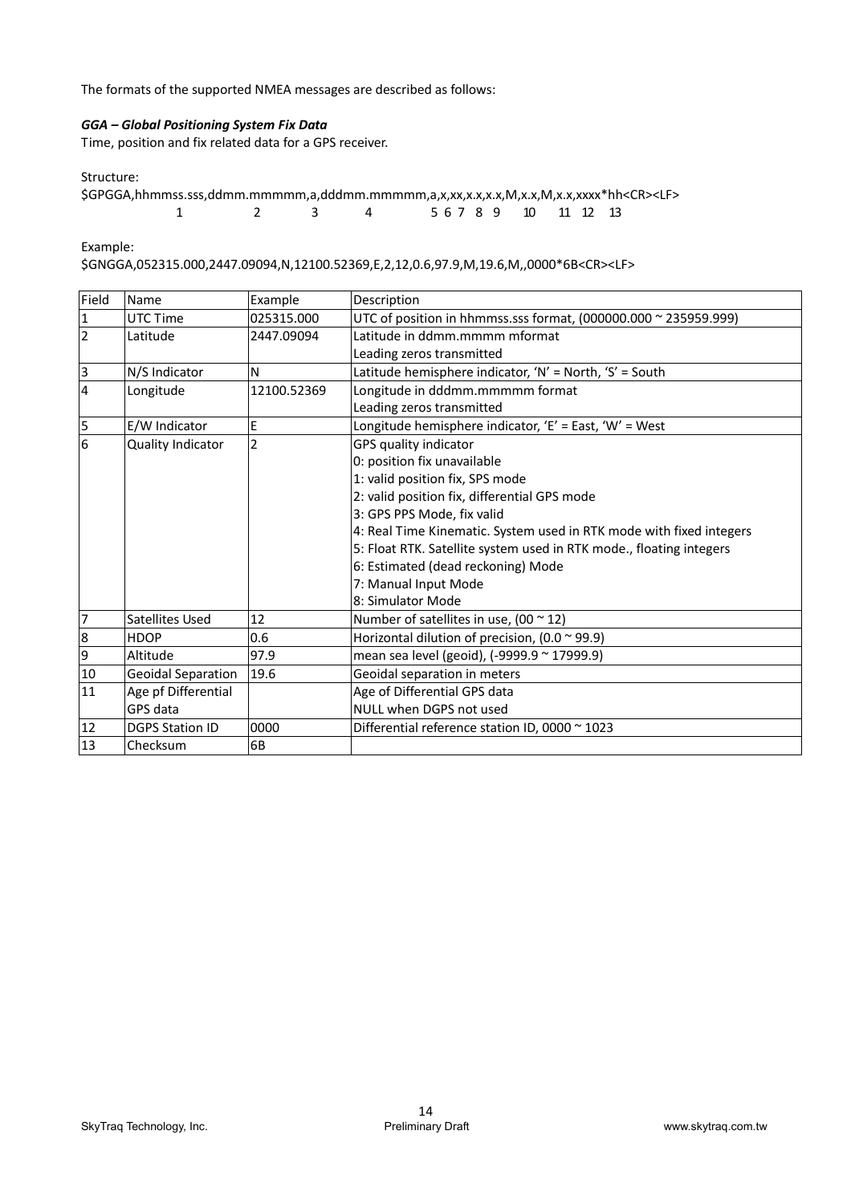The formats of the supported NMEA messages are described as follows:

***GGA – Global Positioning System Fix Data***

Time, position and fix related data for a GPS receiver.

Structure:

```
$GPGGA,hhmmss.sss,ddmm.mmmmm,a,dddmm.mmmmm,a,x,xx,x.x,x.x,M,x.x,M,x.x,xxxx*hh<CR><LF>
            1            2        3        4        5 6 7  8  9    10   11  12  13
```

Example:

$GNGGA,052315.000,2447.09094,N,12100.52369,E,2,12,0.6,97.9,M,19.6,M,,0000*6B<CR><LF>

| Field | Name | Example | Description |
|---|---|---|---|
| 1 | UTC Time | 025315.000 | UTC of position in hhmmss.sss format, (000000.000 ~ 235959.999) |
| 2 | Latitude | 2447.09094 | Latitude in ddmm.mmmm mformat<br>Leading zeros transmitted |
| 3 | N/S Indicator | N | Latitude hemisphere indicator, 'N' = North, 'S' = South |
| 4 | Longitude | 12100.52369 | Longitude in dddmm.mmmmm format<br>Leading zeros transmitted |
| 5 | E/W Indicator | E | Longitude hemisphere indicator, 'E' = East, 'W' = West |
| 6 | Quality Indicator | 2 | GPS quality indicator<br>0: position fix unavailable<br>1: valid position fix, SPS mode<br>2: valid position fix, differential GPS mode<br>3: GPS PPS Mode, fix valid<br>4: Real Time Kinematic. System used in RTK mode with fixed integers<br>5: Float RTK. Satellite system used in RTK mode., floating integers<br>6: Estimated (dead reckoning) Mode<br>7: Manual Input Mode<br>8: Simulator Mode |
| 7 | Satellites Used | 12 | Number of satellites in use, (00 ~ 12) |
| 8 | HDOP | 0.6 | Horizontal dilution of precision, (0.0 ~ 99.9) |
| 9 | Altitude | 97.9 | mean sea level (geoid), (-9999.9 ~ 17999.9) |
| 10 | Geoidal Separation | 19.6 | Geoidal separation in meters |
| 11 | Age pf Differential GPS data | | Age of Differential GPS data<br>NULL when DGPS not used |
| 12 | DGPS Station ID | 0000 | Differential reference station ID, 0000 ~ 1023 |
| 13 | Checksum | 6B | |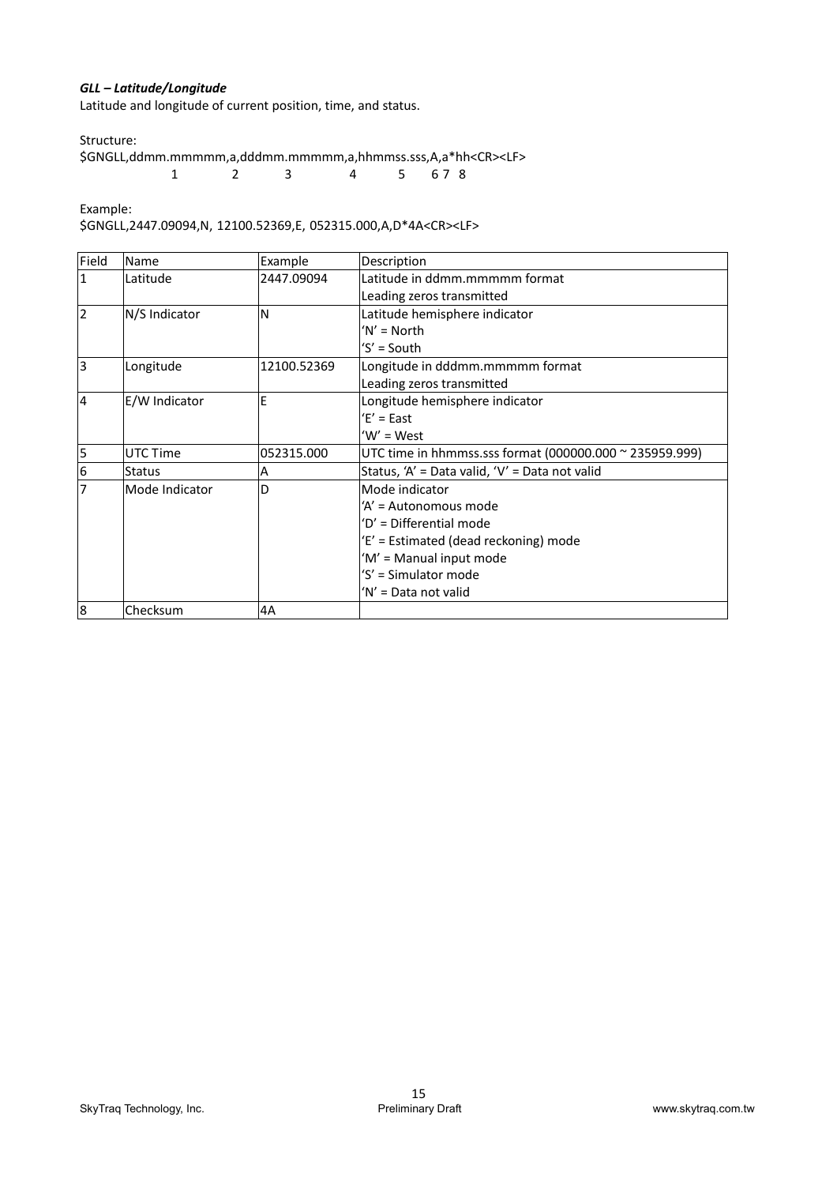***GLL – Latitude/Longitude***

Latitude and longitude of current position, time, and status.

Structure:

```
$GNGLL,ddmm.mmmmm,a,dddmm.mmmmm,a,hhmmss.sss,A,a*hh<CR><LF>
             1          2        3           4        5     6 7  8
```

Example:

```
$GNGLL,2447.09094,N, 12100.52369,E, 052315.000,A,D*4A<CR><LF>
```

| Field | Name | Example | Description |
|---|---|---|---|
| 1 | Latitude | 2447.09094 | Latitude in ddmm.mmmmm format<br>Leading zeros transmitted |
| 2 | N/S Indicator | N | Latitude hemisphere indicator<br>'N' = North<br>'S' = South |
| 3 | Longitude | 12100.52369 | Longitude in dddmm.mmmmm format<br>Leading zeros transmitted |
| 4 | E/W Indicator | E | Longitude hemisphere indicator<br>'E' = East<br>'W' = West |
| 5 | UTC Time | 052315.000 | UTC time in hhmmss.sss format (000000.000 ~ 235959.999) |
| 6 | Status | A | Status, 'A' = Data valid, 'V' = Data not valid |
| 7 | Mode Indicator | D | Mode indicator<br>'A' = Autonomous mode<br>'D' = Differential mode<br>'E' = Estimated (dead reckoning) mode<br>'M' = Manual input mode<br>'S' = Simulator mode<br>'N' = Data not valid |
| 8 | Checksum | 4A | |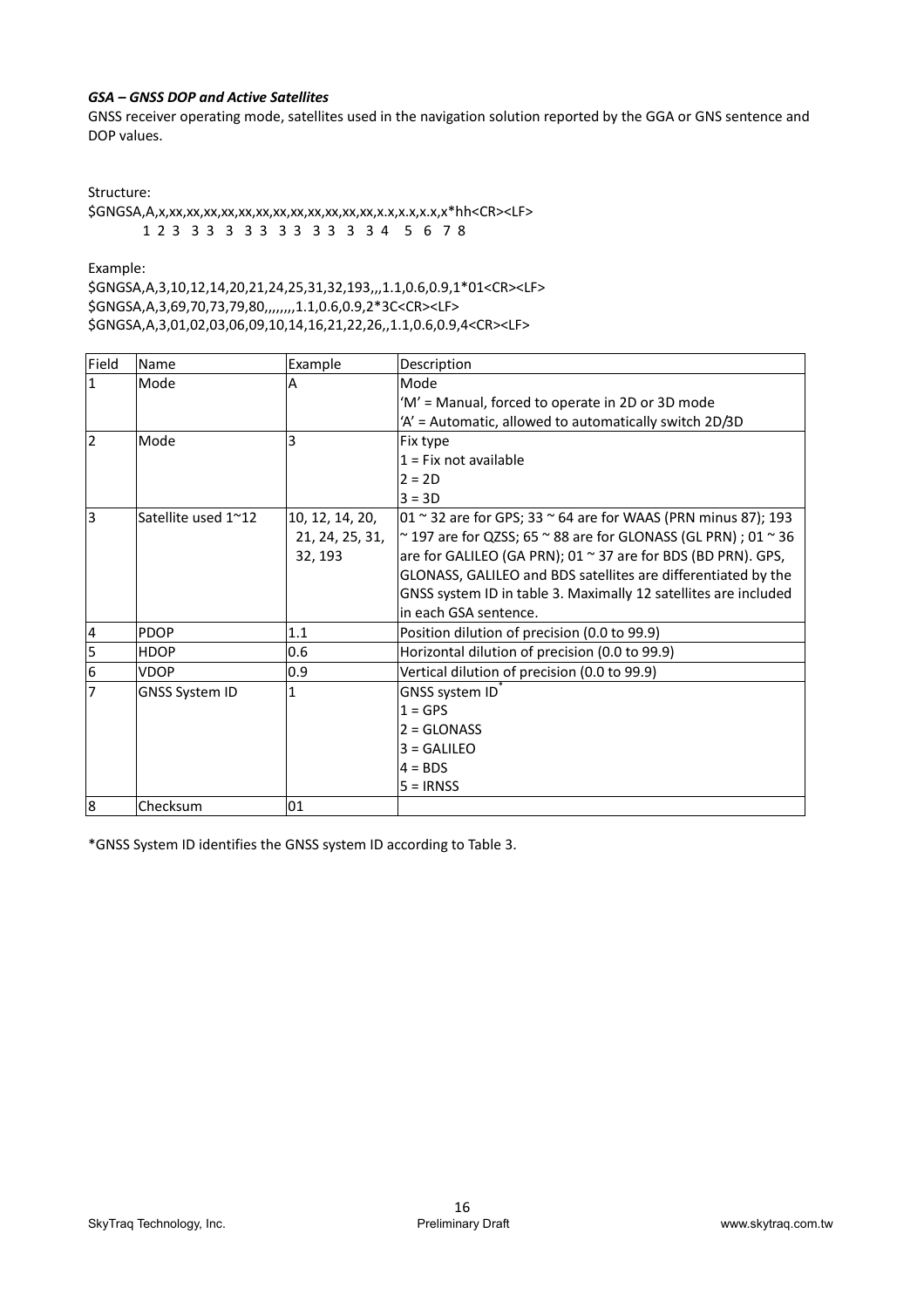***GSA – GNSS DOP and Active Satellites***

GNSS receiver operating mode, satellites used in the navigation solution reported by the GGA or GNS sentence and DOP values.

Structure:

```
$GNGSA,A,x,xx,xx,xx,xx,xx,xx,xx,xx,xx,xx,xx,xx,x.x,x.x,x.x,x*hh<CR><LF>
        1 2 3  3 3  3  3 3  3 3  3 3  3  3 4   5  6  7 8
```

Example:

```
$GNGSA,A,3,10,12,14,20,21,24,25,31,32,193,,,1.1,0.6,0.9,1*01<CR><LF>
$GNGSA,A,3,69,70,73,79,80,,,,,,,,1.1,0.6,0.9,2*3C<CR><LF>
$GNGSA,A,3,01,02,03,06,09,10,14,16,21,22,26,,1.1,0.6,0.9,4<CR><LF>
```

| Field | Name | Example | Description |
|---|---|---|---|
| 1 | Mode | A | Mode<br>'M' = Manual, forced to operate in 2D or 3D mode<br>'A' = Automatic, allowed to automatically switch 2D/3D |
| 2 | Mode | 3 | Fix type<br>1 = Fix not available<br>2 = 2D<br>3 = 3D |
| 3 | Satellite used 1~12 | 10, 12, 14, 20, 21, 24, 25, 31, 32, 193 | 01 ~ 32 are for GPS; 33 ~ 64 are for WAAS (PRN minus 87); 193 ~ 197 are for QZSS; 65 ~ 88 are for GLONASS (GL PRN) ; 01 ~ 36 are for GALILEO (GA PRN); 01 ~ 37 are for BDS (BD PRN). GPS, GLONASS, GALILEO and BDS satellites are differentiated by the GNSS system ID in table 3. Maximally 12 satellites are included in each GSA sentence. |
| 4 | PDOP | 1.1 | Position dilution of precision (0.0 to 99.9) |
| 5 | HDOP | 0.6 | Horizontal dilution of precision (0.0 to 99.9) |
| 6 | VDOP | 0.9 | Vertical dilution of precision (0.0 to 99.9) |
| 7 | GNSS System ID | 1 | GNSS system ID*<br>1 = GPS<br>2 = GLONASS<br>3 = GALILEO<br>4 = BDS<br>5 = IRNSS |
| 8 | Checksum | 01 | |

*GNSS System ID identifies the GNSS system ID according to Table 3.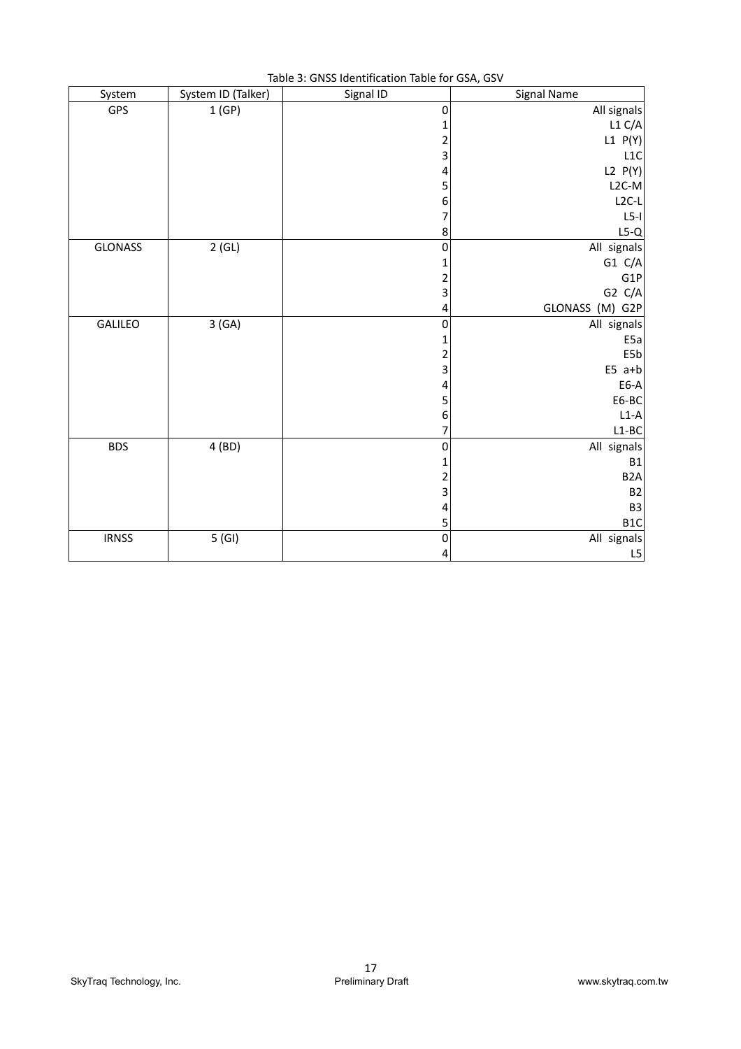Table 3: GNSS Identification Table for GSA, GSV

| System | System ID (Talker) | Signal ID | Signal Name |
|---|---|---|---|
| GPS | 1 (GP) | 0 | All signals |
| | | 1 | L1 C/A |
| | | 2 | L1 P(Y) |
| | | 3 | L1C |
| | | 4 | L2 P(Y) |
| | | 5 | L2C-M |
| | | 6 | L2C-L |
| | | 7 | L5-I |
| | | 8 | L5-Q |
| GLONASS | 2 (GL) | 0 | All signals |
| | | 1 | G1 C/A |
| | | 2 | G1P |
| | | 3 | G2 C/A |
| | | 4 | GLONASS (M) G2P |
| GALILEO | 3 (GA) | 0 | All signals |
| | | 1 | E5a |
| | | 2 | E5b |
| | | 3 | E5 a+b |
| | | 4 | E6-A |
| | | 5 | E6-BC |
| | | 6 | L1-A |
| | | 7 | L1-BC |
| BDS | 4 (BD) | 0 | All signals |
| | | 1 | B1 |
| | | 2 | B2A |
| | | 3 | B2 |
| | | 4 | B3 |
| | | 5 | B1C |
| IRNSS | 5 (GI) | 0 | All signals |
| | | 4 | L5 |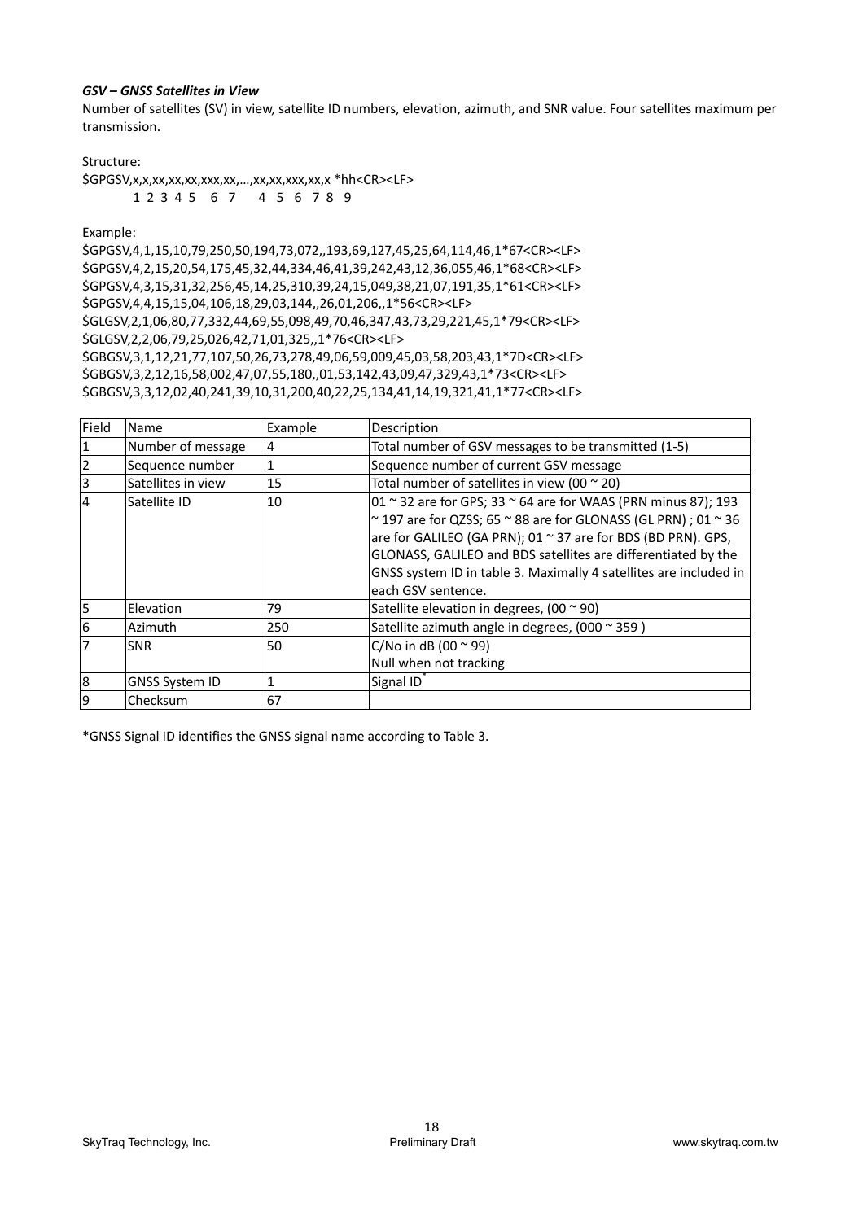***GSV – GNSS Satellites in View***

Number of satellites (SV) in view, satellite ID numbers, elevation, azimuth, and SNR value. Four satellites maximum per transmission.

Structure:

```
$GPGSV,x,x,xx,xx,xx,xxx,xx,…,xx,xx,xxx,xx,x *hh<CR><LF>
       1 2 3 4 5  6 7    4 5 6 7 8 9
```

Example:

```
$GPGSV,4,1,15,10,79,250,50,194,73,072,,193,69,127,45,25,64,114,46,1*67<CR><LF>
$GPGSV,4,2,15,20,54,175,45,32,44,334,46,41,39,242,43,12,36,055,46,1*68<CR><LF>
$GPGSV,4,3,15,31,32,256,45,14,25,310,39,24,15,049,38,21,07,191,35,1*61<CR><LF>
$GPGSV,4,4,15,15,04,106,18,29,03,144,,26,01,206,,1*56<CR><LF>
$GLGSV,2,1,06,80,77,332,44,69,55,098,49,70,46,347,43,73,29,221,45,1*79<CR><LF>
$GLGSV,2,2,06,79,25,026,42,71,01,325,,1*76<CR><LF>
$GBGSV,3,1,12,21,77,107,50,26,73,278,49,06,59,009,45,03,58,203,43,1*7D<CR><LF>
$GBGSV,3,2,12,16,58,002,47,07,55,180,,01,53,142,43,09,47,329,43,1*73<CR><LF>
$GBGSV,3,3,12,02,40,241,39,10,31,200,40,22,25,134,41,14,19,321,41,1*77<CR><LF>
```

| Field | Name | Example | Description |
|---|---|---|---|
| 1 | Number of message | 4 | Total number of GSV messages to be transmitted (1-5) |
| 2 | Sequence number | 1 | Sequence number of current GSV message |
| 3 | Satellites in view | 15 | Total number of satellites in view (00 ~ 20) |
| 4 | Satellite ID | 10 | 01 ~ 32 are for GPS; 33 ~ 64 are for WAAS (PRN minus 87); 193 ~ 197 are for QZSS; 65 ~ 88 are for GLONASS (GL PRN) ; 01 ~ 36 are for GALILEO (GA PRN); 01 ~ 37 are for BDS (BD PRN). GPS, GLONASS, GALILEO and BDS satellites are differentiated by the GNSS system ID in table 3. Maximally 4 satellites are included in each GSV sentence. |
| 5 | Elevation | 79 | Satellite elevation in degrees, (00 ~ 90) |
| 6 | Azimuth | 250 | Satellite azimuth angle in degrees, (000 ~ 359 ) |
| 7 | SNR | 50 | C/No in dB (00 ~ 99)<br>Null when not tracking |
| 8 | GNSS System ID | 1 | Signal ID* |
| 9 | Checksum | 67 | |

*GNSS Signal ID identifies the GNSS signal name according to Table 3.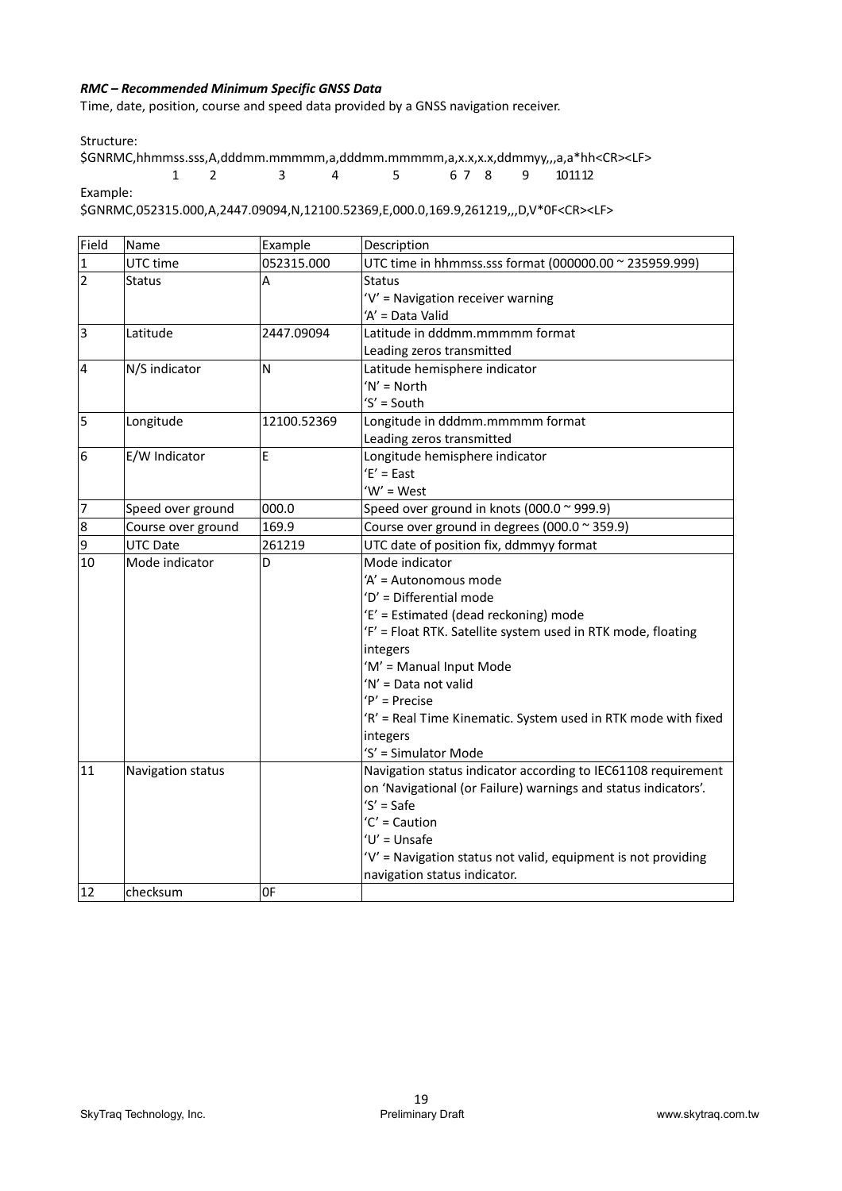***RMC – Recommended Minimum Specific GNSS Data***

Time, date, position, course and speed data provided by a GNSS navigation receiver.

Structure:

```
$GNRMC,hhmmss.sss,A,dddmm.mmmmm,a,dddmm.mmmmm,a,x.x,x.x,ddmmyy,,,a,a*hh<CR><LF>
             1      2         3      4         5      6 7   8     9    101112
```

Example:

```
$GNRMC,052315.000,A,2447.09094,N,12100.52369,E,000.0,169.9,261219,,,D,V*0F<CR><LF>
```

| Field | Name | Example | Description |
|---|---|---|---|
| 1 | UTC time | 052315.000 | UTC time in hhmmss.sss format (000000.00 ~ 235959.999) |
| 2 | Status | A | Status<br>'V' = Navigation receiver warning<br>'A' = Data Valid |
| 3 | Latitude | 2447.09094 | Latitude in dddmm.mmmmm format<br>Leading zeros transmitted |
| 4 | N/S indicator | N | Latitude hemisphere indicator<br>'N' = North<br>'S' = South |
| 5 | Longitude | 12100.52369 | Longitude in dddmm.mmmmm format<br>Leading zeros transmitted |
| 6 | E/W Indicator | E | Longitude hemisphere indicator<br>'E' = East<br>'W' = West |
| 7 | Speed over ground | 000.0 | Speed over ground in knots (000.0 ~ 999.9) |
| 8 | Course over ground | 169.9 | Course over ground in degrees (000.0 ~ 359.9) |
| 9 | UTC Date | 261219 | UTC date of position fix, ddmmyy format |
| 10 | Mode indicator | D | Mode indicator<br>'A' = Autonomous mode<br>'D' = Differential mode<br>'E' = Estimated (dead reckoning) mode<br>'F' = Float RTK. Satellite system used in RTK mode, floating integers<br>'M' = Manual Input Mode<br>'N' = Data not valid<br>'P' = Precise<br>'R' = Real Time Kinematic. System used in RTK mode with fixed integers<br>'S' = Simulator Mode |
| 11 | Navigation status | | Navigation status indicator according to IEC61108 requirement on 'Navigational (or Failure) warnings and status indicators'.<br>'S' = Safe<br>'C' = Caution<br>'U' = Unsafe<br>'V' = Navigation status not valid, equipment is not providing navigation status indicator. |
| 12 | checksum | 0F | |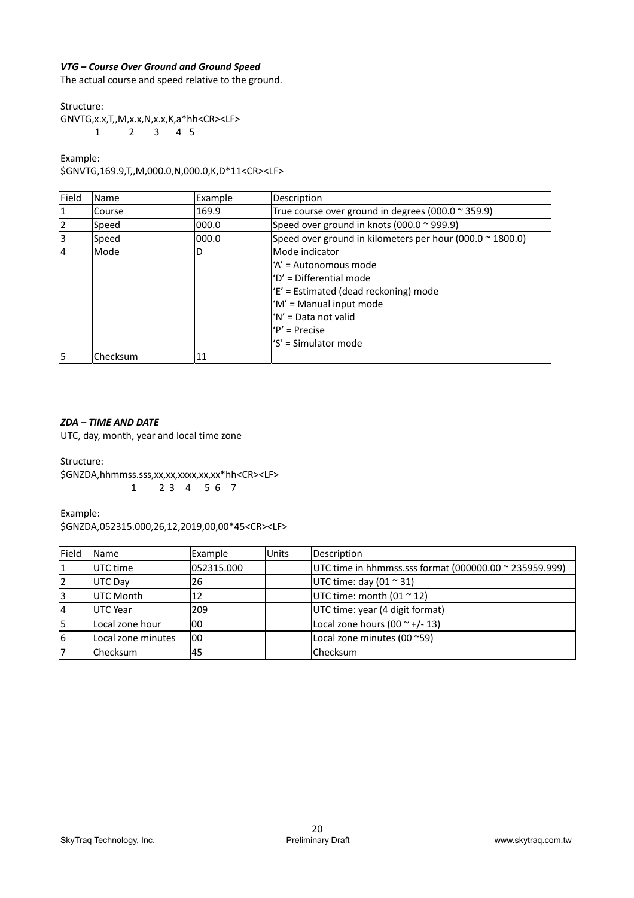***VTG – Course Over Ground and Ground Speed***

The actual course and speed relative to the ground.

Structure:

```
GNVTG,x.x,T,,M,x.x,N,x.x,K,a*hh<CR><LF>
        1       2     3    4  5
```

Example:

```
$GNVTG,169.9,T,,M,000.0,N,000.0,K,D*11<CR><LF>
```

| Field | Name | Example | Description |
|---|---|---|---|
| 1 | Course | 169.9 | True course over ground in degrees (000.0 ~ 359.9) |
| 2 | Speed | 000.0 | Speed over ground in knots (000.0 ~ 999.9) |
| 3 | Speed | 000.0 | Speed over ground in kilometers per hour (000.0 ~ 1800.0) |
| 4 | Mode | D | Mode indicator<br>'A' = Autonomous mode<br>'D' = Differential mode<br>'E' = Estimated (dead reckoning) mode<br>'M' = Manual input mode<br>'N' = Data not valid<br>'P' = Precise<br>'S' = Simulator mode |
| 5 | Checksum | 11 | |

***ZDA – TIME AND DATE***

UTC, day, month, year and local time zone

Structure:

```
$GNZDA,hhmmss.sss,xx,xx,xxxx,xx,xx*hh<CR><LF>
            1      2  3   4    5  6  7
```

Example:

```
$GNZDA,052315.000,26,12,2019,00,00*45<CR><LF>
```

| Field | Name | Example | Units | Description |
|---|---|---|---|---|
| 1 | UTC time | 052315.000 | | UTC time in hhmmss.sss format (000000.00 ~ 235959.999) |
| 2 | UTC Day | 26 | | UTC time: day (01 ~ 31) |
| 3 | UTC Month | 12 | | UTC time: month (01 ~ 12) |
| 4 | UTC Year | 209 | | UTC time: year (4 digit format) |
| 5 | Local zone hour | 00 | | Local zone hours (00 ~ +/- 13) |
| 6 | Local zone minutes | 00 | | Local zone minutes (00 ~59) |
| 7 | Checksum | 45 | | Checksum |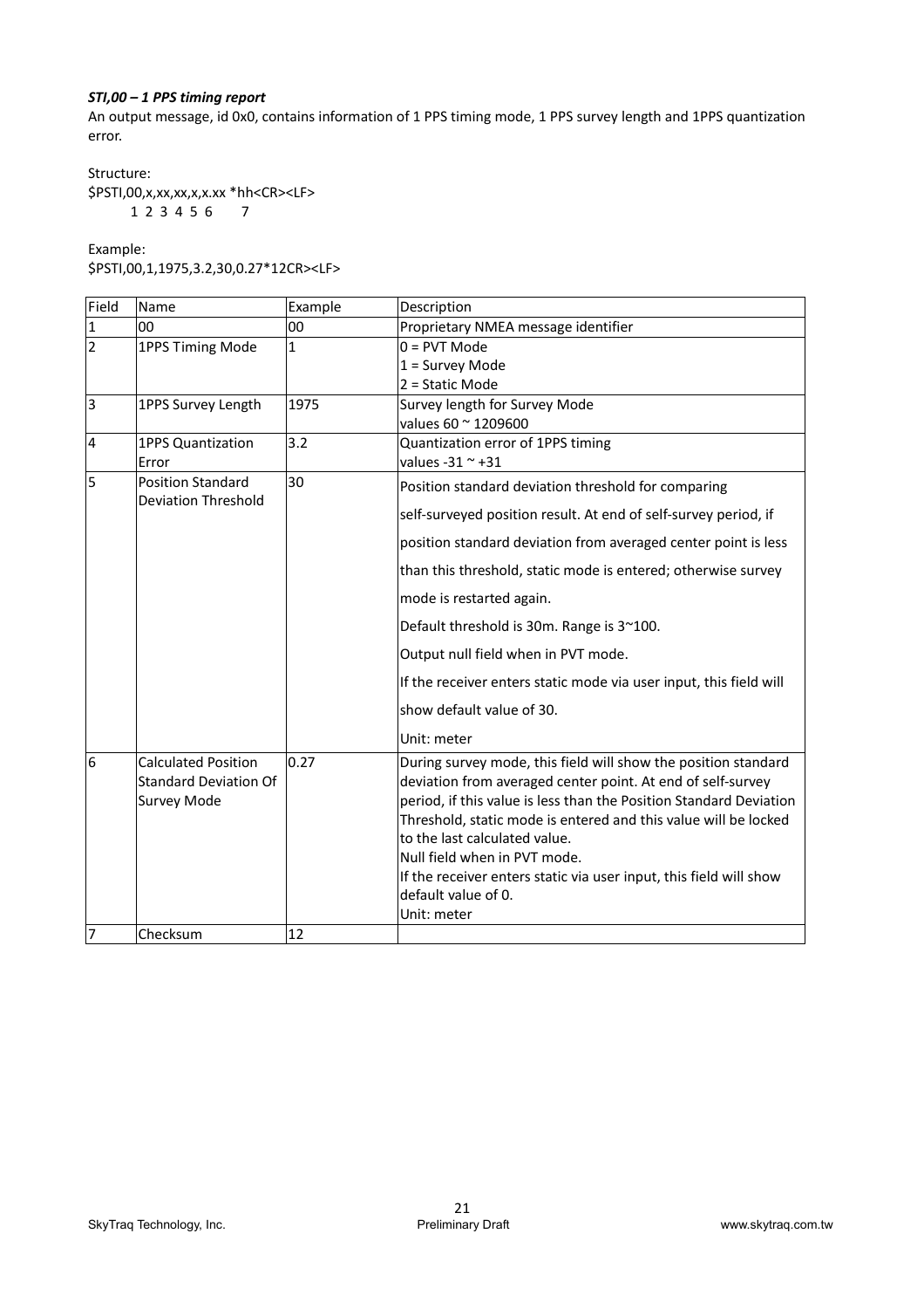***STI,00 – 1 PPS timing report***

An output message, id 0x0, contains information of 1 PPS timing mode, 1 PPS survey length and 1PPS quantization error.

Structure:

```
$PSTI,00,x,xx,xx,x,x.xx *hh<CR><LF>
       1 2  3  4 5 6     7
```

Example:

$PSTI,00,1,1975,3.2,30,0.27*12CR><LF>

| Field | Name | Example | Description |
|---|---|---|---|
| 1 | 00 | 00 | Proprietary NMEA message identifier |
| 2 | 1PPS Timing Mode | 1 | 0 = PVT Mode<br>1 = Survey Mode<br>2 = Static Mode |
| 3 | 1PPS Survey Length | 1975 | Survey length for Survey Mode<br>values 60 ~ 1209600 |
| 4 | 1PPS Quantization Error | 3.2 | Quantization error of 1PPS timing<br>values -31 ~ +31 |
| 5 | Position Standard Deviation Threshold | 30 | Position standard deviation threshold for comparing self-surveyed position result. At end of self-survey period, if position standard deviation from averaged center point is less than this threshold, static mode is entered; otherwise survey mode is restarted again.<br>Default threshold is 30m. Range is 3~100.<br>Output null field when in PVT mode.<br>If the receiver enters static mode via user input, this field will show default value of 30.<br>Unit: meter |
| 6 | Calculated Position Standard Deviation Of Survey Mode | 0.27 | During survey mode, this field will show the position standard deviation from averaged center point. At end of self-survey period, if this value is less than the Position Standard Deviation Threshold, static mode is entered and this value will be locked to the last calculated value.<br>Null field when in PVT mode.<br>If the receiver enters static via user input, this field will show default value of 0.<br>Unit: meter |
| 7 | Checksum | 12 | |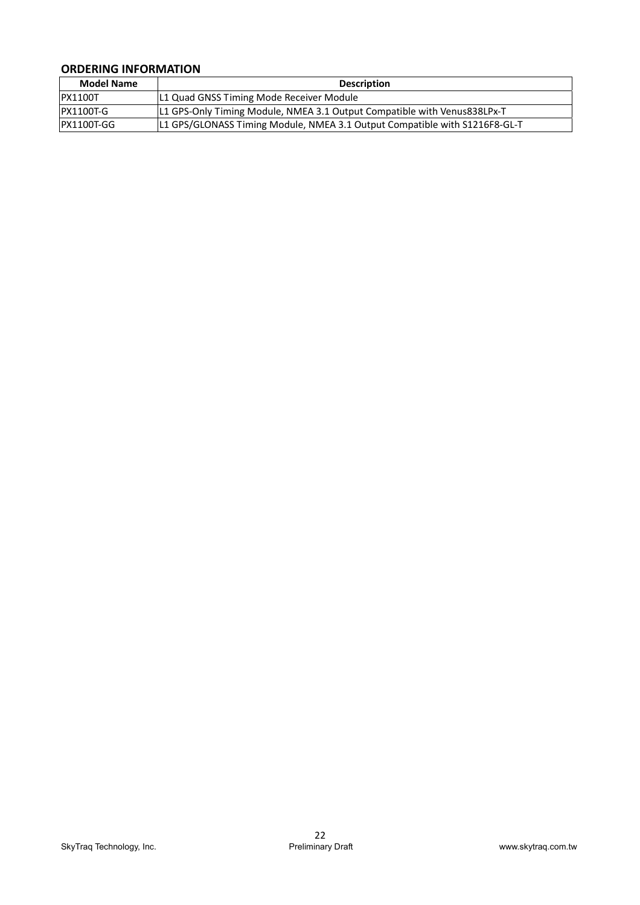## ORDERING INFORMATION

| Model Name | Description |
|---|---|
| PX1100T | L1 Quad GNSS Timing Mode Receiver Module |
| PX1100T-G | L1 GPS-Only Timing Module, NMEA 3.1 Output Compatible with Venus838LPx-T |
| PX1100T-GG | L1 GPS/GLONASS Timing Module, NMEA 3.1 Output Compatible with S1216F8-GL-T |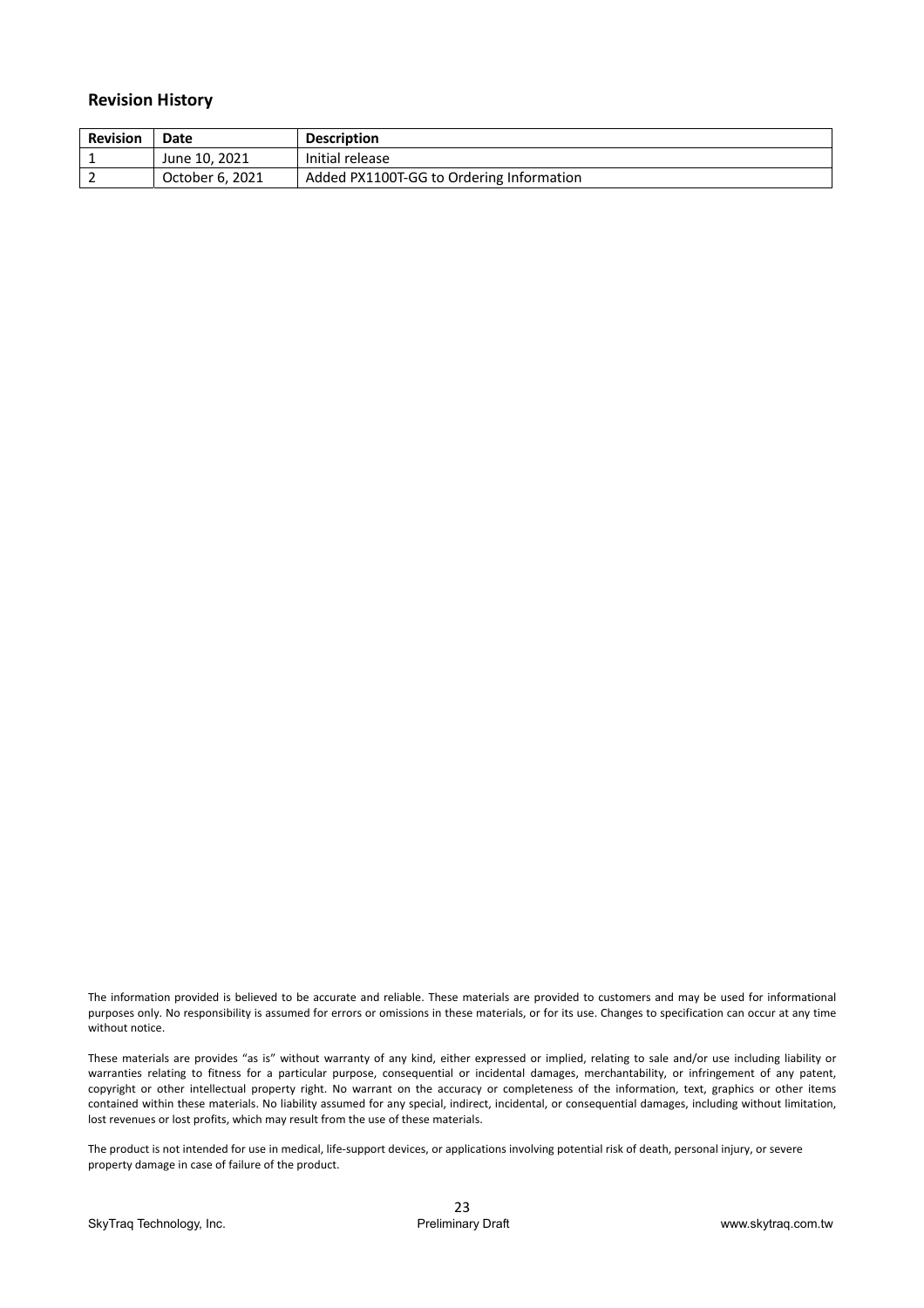## Revision History

| Revision | Date | Description |
| --- | --- | --- |
| 1 | June 10, 2021 | Initial release |
| 2 | October 6, 2021 | Added PX1100T-GG to Ordering Information |

The information provided is believed to be accurate and reliable. These materials are provided to customers and may be used for informational purposes only. No responsibility is assumed for errors or omissions in these materials, or for its use. Changes to specification can occur at any time without notice.

These materials are provides "as is" without warranty of any kind, either expressed or implied, relating to sale and/or use including liability or warranties relating to fitness for a particular purpose, consequential or incidental damages, merchantability, or infringement of any patent, copyright or other intellectual property right. No warrant on the accuracy or completeness of the information, text, graphics or other items contained within these materials. No liability assumed for any special, indirect, incidental, or consequential damages, including without limitation, lost revenues or lost profits, which may result from the use of these materials.

The product is not intended for use in medical, life-support devices, or applications involving potential risk of death, personal injury, or severe property damage in case of failure of the product.